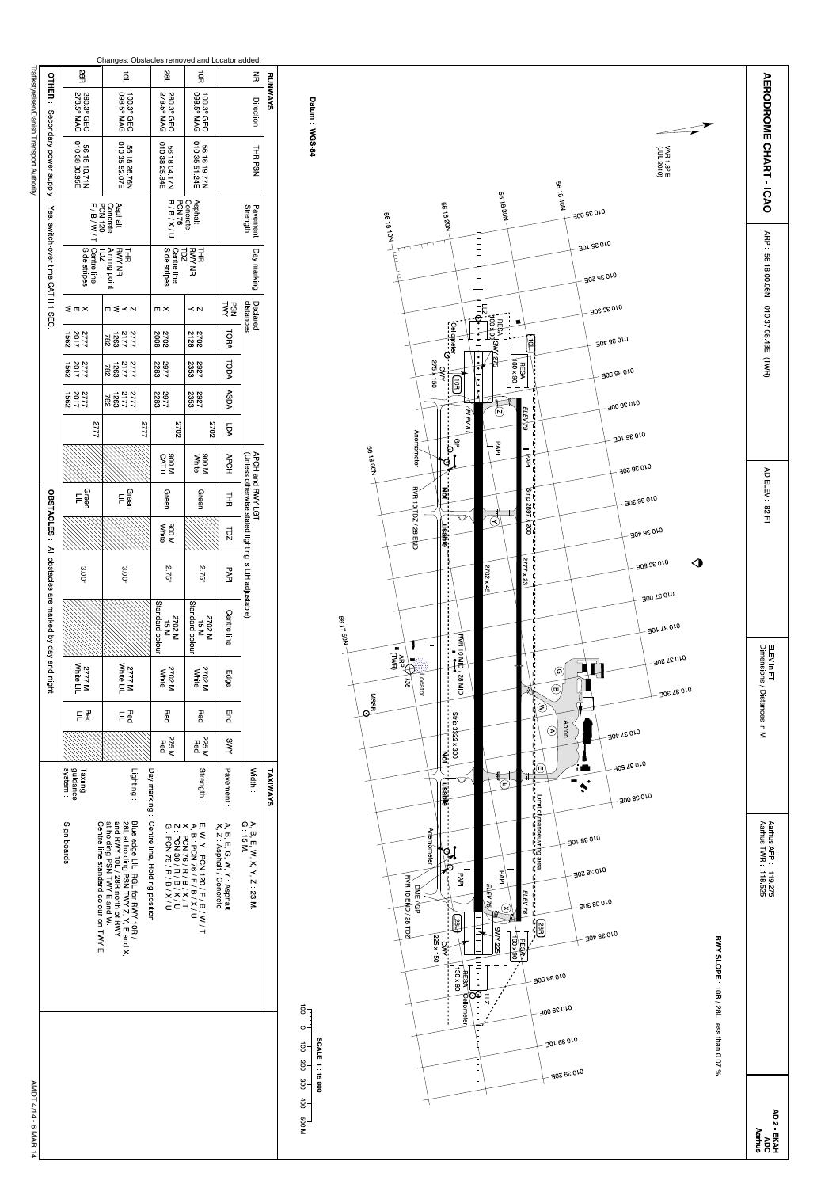# AERODROME CHART - ICAO

ARP : 56 18 00.06N 010 37 08.43E (TWR)

AD ELEV : 82 FT

ELEV in FT
Dimensions / Distances in M

Aarhus APP : 119.275
Aarhus TWR : 118.525

AD 2 - EKAH
ADC
Aarhus

VAR 1.8° E
(JUL 2010)

Datum : WGS-84

RWY SLOPE : 10R / 28L less than 0.07 %

SCALE 1 : 15 000

100 0 100 200 300 400 500 M

56 18 40N
56 18 30N
56 18 20N
56 18 10N
56 18 00N
56 17 50N

010 35 00E
010 35 10E
010 35 20E
010 35 30E
010 35 40E
010 35 50E
010 36 00E
010 36 10E
010 36 20E
010 36 30E
010 36 40E
010 36 50E
010 37 00E
010 37 10E
010 37 20E
010 37 30E
010 37 40E
010 37 50E
010 38 00E
010 38 10E
010 38 20E
010 38 30E
010 38 40E
010 38 50E
010 39 00E
010 39 10E
010 39 20E

10L
RESA 180 x 90
RESA 100 x 90
SWY 225
LLZ
Ceilometer
CWY 275 x 150
10R
ELEV 79
ELEV 81
PAPI
GP
Anemometer
Not usable
Strip 2897 x 200
2777 x 23
2702 x 45
RVR 10/TDZ / 28 END
RVR 10 MID / 28 MID
ARP (TWR)
138
Locator
MSSR
Strip 3822 x 300
Not usable
Apron
Limit of manoeuvring area
Anemometer
PAPI
ELEV 75
ELEV 78
DME / GP
RVR 10 END / 28 TDZ
28L
28R
SWY 225
RESA 160 x 90
CWY 225 x 150
RESA 130 x 90
Ceilometer
LLZ
A B E G W X Y Z

Changes: Obstacles removed and Locator added.

## RUNWAYS

| NR | Direction | THR PSN | Pavement Strength | Day marking | Declared distances PSN TWY | TORA | TODA | ASDA | LDA | APCH and RWY LGT (Unless otherwise stated lighting is LIH adjustable) APCH | THR | TDZ | PAPI | Centre line | Edge | End | SWY |
|---|---|---|---|---|---|---|---|---|---|---|---|---|---|---|---|---|---|
| 10R | 100.3° GEO 098.5° MAG | 56 18 19.77N 010 35 51.24E | Asphalt Concrete PCN 76 R / B / X / U | THR RWY NR TDZ Centre line Side stripes | Z | 2702 | 2827 | 2827 | 2702 | 900 M White | Green | 900 M White | 2.75° | 2702 M 15 M Standard colour | 2702 M White | Red | 225 M Red |
| | | | | | Y | 2128 | 2353 | 2353 | | | | | | | | | |
| 28L | 280.3° GEO 278.5° MAG | 56 18 04.17N 010 38 25.84E | | | X | 2702 | 2977 | 2977 | 2702 | 900 M CAT I | Green | | 2.75° | 2702 M 15 M Standard colour | 2702 M White | Red | 275 M Red |
| | | | | | E | 2008 | 2283 | 2283 | | | | | | | | | |
| 10L | 100.3° GEO 098.5° MAG | 56 18 26.76N 010 35 52.07E | Asphalt Concrete PCN 120 F / B / W / T | THR RWY NR Aiming point TDZ Centre line Side stripes | N | 2777 | 2777 | 2777 | 2777 | | Green LIL | | 3.00° | | 2777 M White LIL | Red LIL | |
| | | | | | Y | 2177 | 2177 | 2177 | | | | | | | | | |
| | | | | | W | 1263 | 1263 | 1263 | | | | | | | | | |
| | | | | | E | 782 | 782 | 782 | | | | | | | | | |
| 28R | 280.3° GEO 278.5° MAG | 56 18 10.71N 010 38 30.95E | | | X | 2777 | 2777 | 2777 | 2777 | | Green LIL | | 3.00° | | 2777 M White LIL | Red LIL | |
| | | | | | E | 2017 | 2017 | 2017 | | | | | | | | | |
| | | | | | W | 1562 | 1562 | 1562 | | | | | | | | | |

**OTHER :** Secondary power supply : Yes, switch-over time CAT I 1 SEC.

**OBSTACLES :** All obstacles are marked by day and night.

## TAXIWAYS

Width : A, B, E, W, X, Y, Z : 23 M.
G : 15 M.

Pavement : A, B, E, G, W, Y : Asphalt
X, Z : Asphalt / Concrete

Strength : E, W, Y : PCN 120 / F / B / W / T
A, B : PCN 76 / F / B / X / U
X : PCN 76 / R / B / X / T
Z : PCN 30 / R / B / X / U
G : PCN 76 / R / B / X / U

Day marking : Centre line, Holding position

Lighting : Blue edge LIL, RGL for RWY 10R / 28L at holding PSN TWY Z, Y, E and X, and RWY 10L / 28R north of RWY at holding PSN TWY E and W. Centre line standard colour on TWY E.

Taxiing guidance system : Sign boards

Trafikstyrelsen/Danish Transport Authority

AMDT 4/14 - 6 MAR 14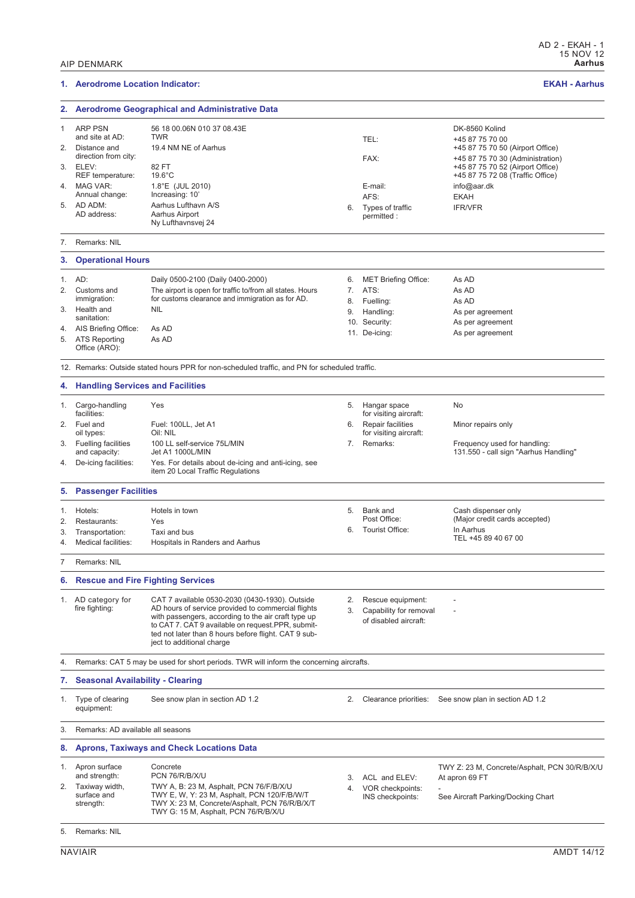## 1. Aerodrome Location Indicator: EKAH - Aarhus

## 2. Aerodrome Geographical and Administrative Data

| | | | | | |
|---|---|---|---|---|---|
| 1 | ARP PSN and site at AD: | 56 18 00.06N 010 37 08.43E TWR | | | DK-8560 Kolind |
| 2. | Distance and direction from city: | 19.4 NM NE of Aarhus | | TEL: | +45 87 75 70 00<br>+45 87 75 70 50 (Airport Office)<br>+45 87 75 70 30 (Administration) |
| 3. | ELEV: REF temperature: | 82 FT<br>19.6°C | | FAX: | +45 87 75 70 52 (Airport Office)<br>+45 87 75 72 08 (Traffic Office) |
| 4. | MAG VAR: Annual change: | 1.8°E (JUL 2010)<br>Increasing: 10' | | E-mail: | info@aar.dk |
| 5. | AD ADM: AD address: | Aarhus Lufthavn A/S<br>Aarhus Airport<br>Ny Lufthavnsvej 24 | | AFS: | EKAH |
| | | | 6. | Types of traffic permitted : | IFR/VFR |

7. Remarks: NIL

## 3. Operational Hours

| | | | | | |
|---|---|---|---|---|---|
| 1. | AD: | Daily 0500-2100 (Daily 0400-2000) | 6. | MET Briefing Office: | As AD |
| 2. | Customs and immigration: | The airport is open for traffic to/from all states. Hours for customs clearance and immigration as for AD. | 7. | ATS: | As AD |
| 3. | Health and sanitation: | NIL | 8. | Fuelling: | As AD |
| 4. | AIS Briefing Office: | As AD | 9. | Handling: | As per agreement |
| 5. | ATS Reporting Office (ARO): | As AD | 10. | Security: | As per agreement |
| | | | 11. | De-icing: | As per agreement |

12. Remarks: Outside stated hours PPR for non-scheduled traffic, and PN for scheduled traffic.

## 4. Handling Services and Facilities

| | | | | | |
|---|---|---|---|---|---|
| 1. | Cargo-handling facilities: | Yes | 5. | Hangar space for visiting aircraft: | No |
| 2. | Fuel and oil types: | Fuel: 100LL, Jet A1<br>Oil: NIL | 6. | Repair facilities for visiting aircraft: | Minor repairs only |
| 3. | Fuelling facilities and capacity: | 100 LL self-service 75L/MIN<br>Jet A1 1000L/MIN | 7. | Remarks: | Frequency used for handling: 131.550 - call sign "Aarhus Handling" |
| 4. | De-icing facilities: | Yes. For details about de-icing and anti-icing, see item 20 Local Traffic Regulations | | | |

## 5. Passenger Facilities

| | | | | | |
|---|---|---|---|---|---|
| 1. | Hotels: | Hotels in town | 5. | Bank and Post Office: | Cash dispenser only (Major credit cards accepted) |
| 2. | Restaurants: | Yes | 6. | Tourist Office: | In Aarhus<br>TEL +45 89 40 67 00 |
| 3. | Transportation: | Taxi and bus | | | |
| 4. | Medical facilities: | Hospitals in Randers and Aarhus | | | |

7 Remarks: NIL

## 6. Rescue and Fire Fighting Services

| | | | | | |
|---|---|---|---|---|---|
| 1. | AD category for fire fighting: | CAT 7 available 0530-2030 (0430-1930). Outside AD hours of service provided to commercial flights with passengers, according to the air craft type up to CAT 7. CAT 9 available on request.PPR, submitted not later than 8 hours before flight. CAT 9 subject to additional charge | 2. | Rescue equipment: | - |
| | | | 3. | Capability for removal of disabled aircraft: | - |

4. Remarks: CAT 5 may be used for short periods. TWR will inform the concerning aircrafts.

## 7. Seasonal Availability - Clearing

| | | | | | |
|---|---|---|---|---|---|
| 1. | Type of clearing equipment: | See snow plan in section AD 1.2 | 2. | Clearance priorities: | See snow plan in section AD 1.2 |

3. Remarks: AD available all seasons

## 8. Aprons, Taxiways and Check Locations Data

| | | | | | |
|---|---|---|---|---|---|
| 1. | Apron surface and strength: | Concrete<br>PCN 76/R/B/X/U | | | TWY Z: 23 M, Concrete/Asphalt, PCN 30/R/B/X/U |
| 2. | Taxiway width, surface and strength: | TWY A, B: 23 M, Asphalt, PCN 76/F/B/X/U<br>TWY E, W, Y: 23 M, Asphalt, PCN 120/F/B/W/T<br>TWY X: 23 M, Concrete/Asphalt, PCN 76/R/B/X/T<br>TWY G: 15 M, Asphalt, PCN 76/R/B/X/U | 3. | ACL and ELEV: | At apron 69 FT |
| | | | 4. | VOR checkpoints:<br>INS checkpoints: | -<br>See Aircraft Parking/Docking Chart |

5. Remarks: NIL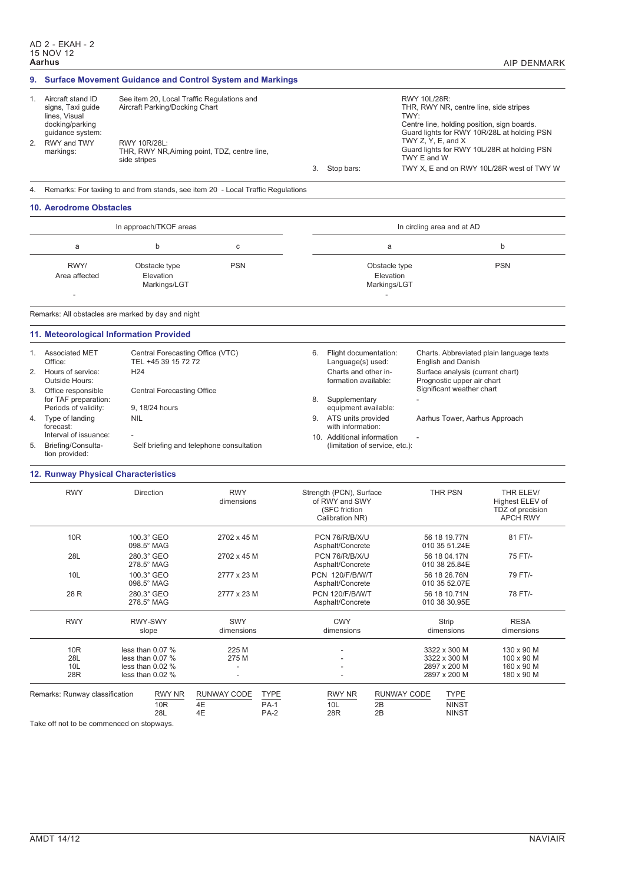## 9. Surface Movement Guidance and Control System and Markings

| | | |
|---|---|---|
| 1. | Aircraft stand ID signs, Taxi guide lines, Visual docking/parking guidance system: | See item 20, Local Traffic Regulations and Aircraft Parking/Docking Chart |
| 2. | RWY and TWY markings: | RWY 10R/28L: THR, RWY NR,Aiming point, TDZ, centre line, side stripes<br>RWY 10L/28R: THR, RWY NR, centre line, side stripes<br>TWY: Centre line, holding position, sign boards.<br>Guard lights for RWY 10R/28L at holding PSN TWY Z, Y, E, and X<br>Guard lights for RWY 10L/28R at holding PSN TWY E and W |
| 3. | Stop bars: | TWY X, E and on RWY 10L/28R west of TWY W |
| 4. | Remarks: For taxiing to and from stands, see item 20 - Local Traffic Regulations | |

## 10. Aerodrome Obstacles

| In approach/TKOF areas | | | In circling area and at AD | |
|---|---|---|---|---|
| a | b | c | a | b |
| RWY/ Area affected | Obstacle type Elevation Markings/LGT | PSN | Obstacle type Elevation Markings/LGT | PSN |
| - | | | - | |

Remarks: All obstacles are marked by day and night

## 11. Meteorological Information Provided

| | | |
|---|---|---|
| 1. | Associated MET Office: | Central Forecasting Office (VTC) TEL +45 39 15 72 72 |
| 2. | Hours of service: Outside Hours: | H24 |
| 3. | Office responsible for TAF preparation: Periods of validity: | Central Forecasting Office<br>9, 18/24 hours |
| 4. | Type of landing forecast: Interval of issuance: | NIL<br>- |
| 5. | Briefing/Consultation provided: | Self briefing and telephone consultation |
| 6. | Flight documentation: Language(s) used: | Charts. Abbreviated plain language texts English and Danish |
| 7. | Charts and other information available: | Surface analysis (current chart)<br>Prognostic upper air chart<br>Significant weather chart |
| 8. | Supplementary equipment available: | - |
| 9. | ATS units provided with information: | Aarhus Tower, Aarhus Approach |
| 10. | Additional information (limitation of service, etc.): | - |

## 12. Runway Physical Characteristics

| RWY | Direction | RWY dimensions | Strength (PCN), Surface of RWY and SWY (SFC friction Calibration NR) | THR PSN | THR ELEV/ Highest ELEV of TDZ of precision APCH RWY |
|---|---|---|---|---|---|
| 10R | 100.3° GEO<br>098.5° MAG | 2702 x 45 M | PCN 76/R/B/X/U<br>Asphalt/Concrete | 56 18 19.77N<br>010 35 51.24E | 81 FT/- |
| 28L | 280.3° GEO<br>278.5° MAG | 2702 x 45 M | PCN 76/R/B/X/U<br>Asphalt/Concrete | 56 18 04.17N<br>010 38 25.84E | 75 FT/- |
| 10L | 100.3° GEO<br>098.5° MAG | 2777 x 23 M | PCN 120/F/B/W/T<br>Asphalt/Concrete | 56 18 26.76N<br>010 35 52.07E | 79 FT/- |
| 28 R | 280.3° GEO<br>278.5° MAG | 2777 x 23 M | PCN 120/F/B/W/T<br>Asphalt/Concrete | 56 18 10.71N<br>010 38 30.95E | 78 FT/- |

| RWY | RWY-SWY slope | SWY dimensions | CWY dimensions | Strip dimensions | RESA dimensions |
|---|---|---|---|---|---|
| 10R | less than 0.07 % | 225 M | - | 3322 x 300 M | 130 x 90 M |
| 28L | less than 0.07 % | 275 M | - | 3322 x 300 M | 100 x 90 M |
| 10L | less than 0.02 % | - | - | 2897 x 200 M | 160 x 90 M |
| 28R | less than 0.02 % | - | - | 2897 x 200 M | 180 x 90 M |

Remarks: Runway classification

| RWY NR | RUNWAY CODE | TYPE | RWY NR | RUNWAY CODE | TYPE |
|---|---|---|---|---|---|
| 10R | 4E | PA-1 | 10L | 2B | NINST |
| 28L | 4E | PA-2 | 28R | 2B | NINST |

Take off not to be commenced on stopways.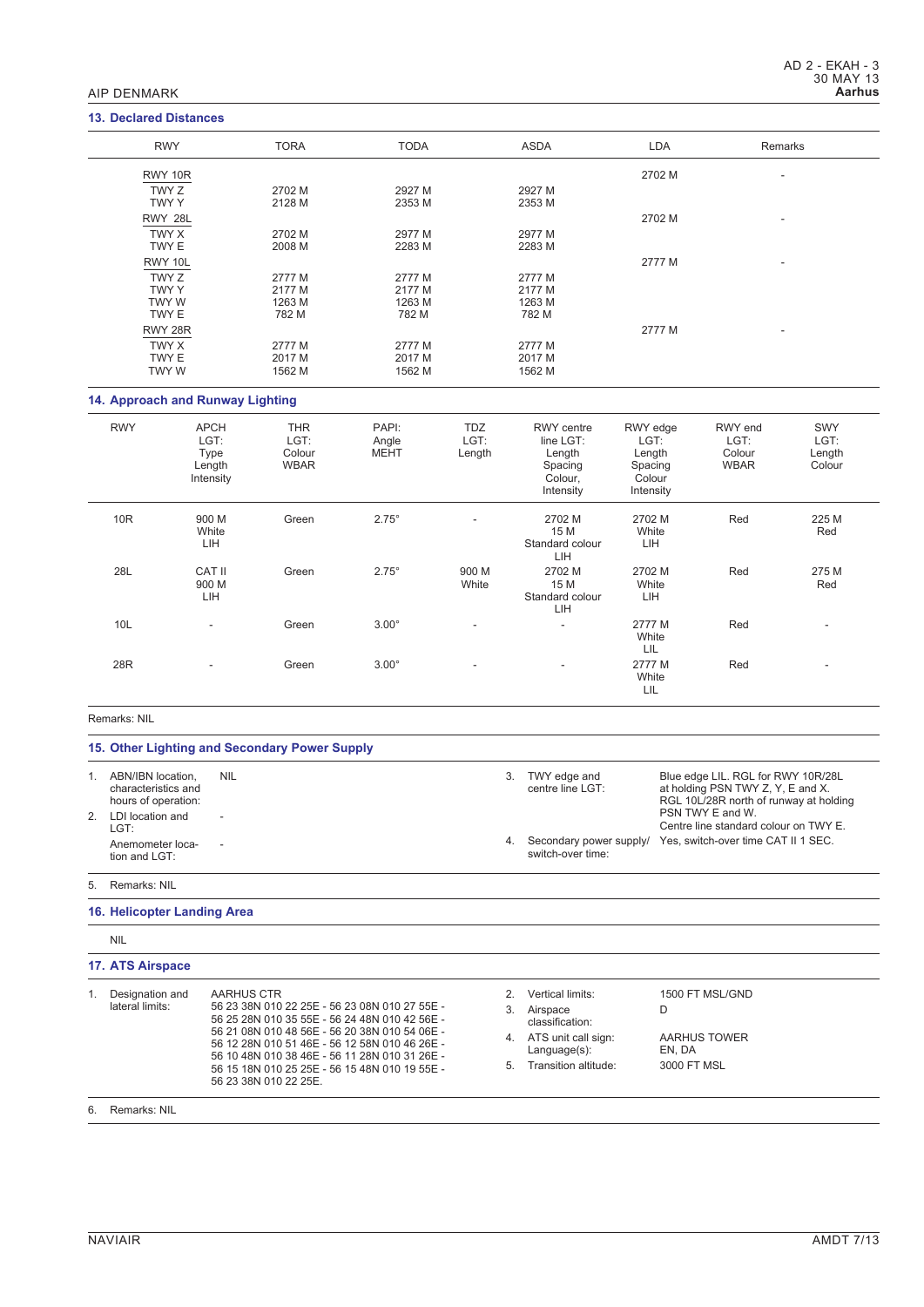## 13. Declared Distances

| RWY | TORA | TODA | ASDA | LDA | Remarks |
|---|---|---|---|---|---|
| RWY 10R | | | | 2702 M | - |
| TWY Z | 2702 M | 2927 M | 2927 M | | |
| TWY Y | 2128 M | 2353 M | 2353 M | | |
| RWY 28L | | | | 2702 M | - |
| TWY X | 2702 M | 2977 M | 2977 M | | |
| TWY E | 2008 M | 2283 M | 2283 M | | |
| RWY 10L | | | | 2777 M | - |
| TWY Z | 2777 M | 2777 M | 2777 M | | |
| TWY Y | 2177 M | 2177 M | 2177 M | | |
| TWY W | 1263 M | 1263 M | 1263 M | | |
| TWY E | 782 M | 782 M | 782 M | | |
| RWY 28R | | | | 2777 M | - |
| TWY X | 2777 M | 2777 M | 2777 M | | |
| TWY E | 2017 M | 2017 M | 2017 M | | |
| TWY W | 1562 M | 1562 M | 1562 M | | |

## 14. Approach and Runway Lighting

| RWY | APCH LGT: Type Length Intensity | THR LGT: Colour WBAR | PAPI: Angle MEHT | TDZ LGT: Length | RWY centre line LGT: Length Spacing Colour, Intensity | RWY edge LGT: Length Spacing Colour Intensity | RWY end LGT: Colour WBAR | SWY LGT: Length Colour |
|---|---|---|---|---|---|---|---|---|
| 10R | 900 M White LIH | Green | 2.75° | - | 2702 M 15 M Standard colour LIH | 2702 M White LIH | Red | 225 M Red |
| 28L | CAT II 900 M LIH | Green | 2.75° | 900 M White | 2702 M 15 M Standard colour LIH | 2702 M White LIH | Red | 275 M Red |
| 10L | - | Green | 3.00° | - | - | 2777 M White LIL | Red | - |
| 28R | - | Green | 3.00° | - | - | 2777 M White LIL | Red | - |

Remarks: NIL

## 15. Other Lighting and Secondary Power Supply

1. ABN/IBN location, characteristics and hours of operation: NIL
2. LDI location and LGT: -

   Anemometer location and LGT: -
3. TWY edge and centre line LGT: Blue edge LIL. RGL for RWY 10R/28L at holding PSN TWY Z, Y, E and X. RGL 10L/28R north of runway at holding PSN TWY E and W. Centre line standard colour on TWY E.
4. Secondary power supply/ switch-over time: Yes, switch-over time CAT II 1 SEC.
5. Remarks: NIL

## 16. Helicopter Landing Area

NIL

## 17. ATS Airspace

1. Designation and lateral limits: AARHUS CTR
   56 23 38N 010 22 25E - 56 23 08N 010 27 55E - 56 25 28N 010 35 55E - 56 24 48N 010 42 56E - 56 21 08N 010 48 56E - 56 20 38N 010 54 06E - 56 12 28N 010 51 46E - 56 12 58N 010 46 26E - 56 10 48N 010 38 46E - 56 11 28N 010 31 26E - 56 15 18N 010 25 25E - 56 15 48N 010 19 55E - 56 23 38N 010 22 25E.
2. Vertical limits: 1500 FT MSL/GND
3. Airspace classification: D
4. ATS unit call sign: AARHUS TOWER

   Language(s): EN, DA
5. Transition altitude: 3000 FT MSL
6. Remarks: NIL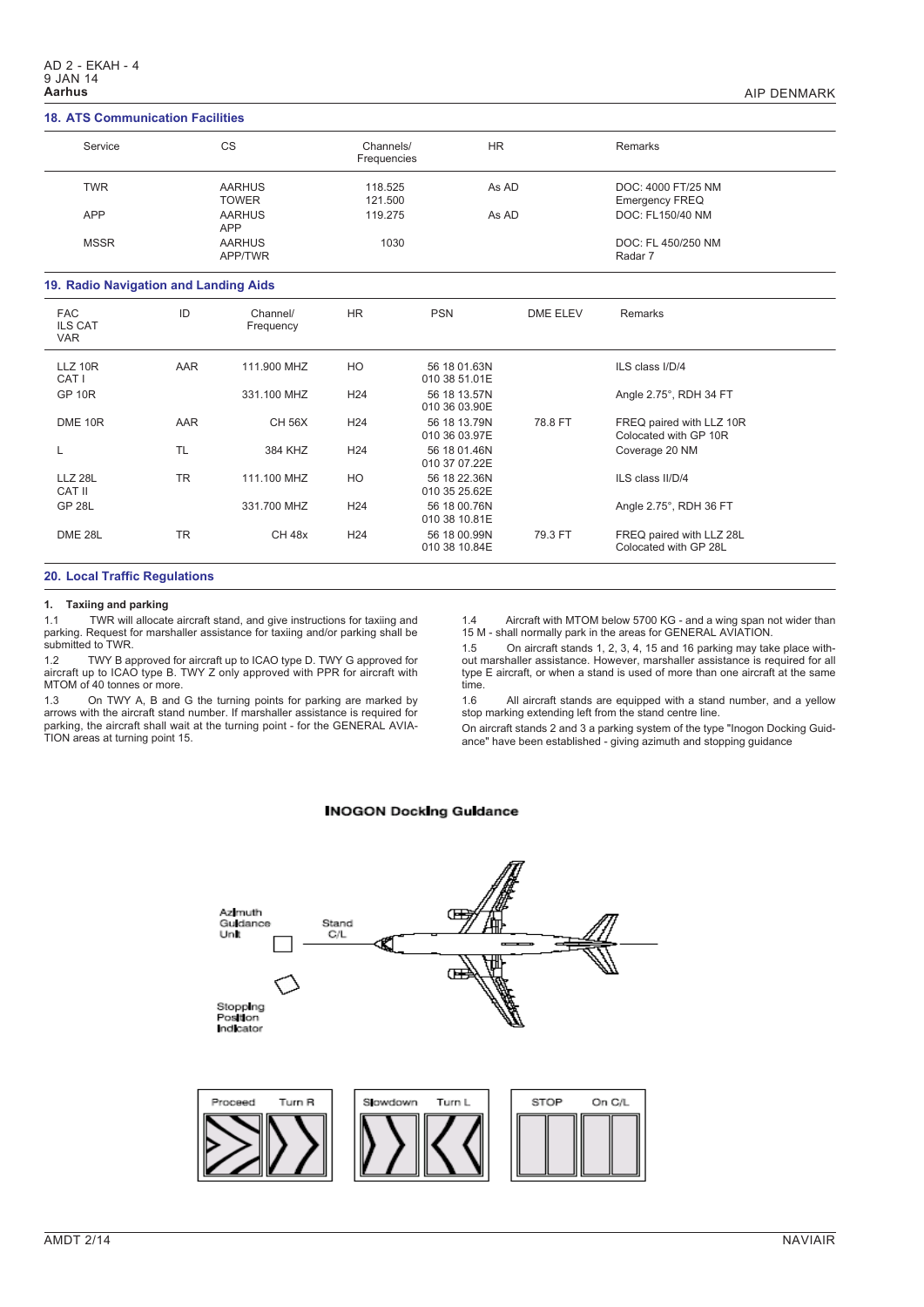## 18. ATS Communication Facilities

| Service | CS | Channels/ Frequencies | HR | Remarks |
|---|---|---|---|---|
| TWR | AARHUS TOWER | 118.525 121.500 | As AD | DOC: 4000 FT/25 NM Emergency FREQ |
| APP | AARHUS APP | 119.275 | As AD | DOC: FL150/40 NM |
| MSSR | AARHUS APP/TWR | 1030 | | DOC: FL 450/250 NM Radar 7 |

## 19. Radio Navigation and Landing Aids

| FAC ILS CAT VAR | ID | Channel/ Frequency | HR | PSN | DME ELEV | Remarks |
|---|---|---|---|---|---|---|
| LLZ 10R CAT I | AAR | 111.900 MHZ | HO | 56 18 01.63N 010 38 51.01E | | ILS class I/D/4 |
| GP 10R | | 331.100 MHZ | H24 | 56 18 13.57N 010 36 03.90E | | Angle 2.75°, RDH 34 FT |
| DME 10R | AAR | CH 56X | H24 | 56 18 13.79N 010 36 03.97E | 78.8 FT | FREQ paired with LLZ 10R Colocated with GP 10R |
| L | TL | 384 KHZ | H24 | 56 18 01.46N 010 37 07.22E | | Coverage 20 NM |
| LLZ 28L CAT II | TR | 111.100 MHZ | HO | 56 18 22.36N 010 35 25.62E | | ILS class II/D/4 |
| GP 28L | | 331.700 MHZ | H24 | 56 18 00.76N 010 38 10.81E | | Angle 2.75°, RDH 36 FT |
| DME 28L | TR | CH 48x | H24 | 56 18 00.99N 010 38 10.84E | 79.3 FT | FREQ paired with LLZ 28L Colocated with GP 28L |

## 20. Local Traffic Regulations

**1. Taxiing and parking**

1.1 TWR will allocate aircraft stand, and give instructions for taxiing and parking. Request for marshaller assistance for taxiing and/or parking shall be submitted to TWR.

1.2 TWY B approved for aircraft up to ICAO type D. TWY G approved for aircraft up to ICAO type B. TWY Z only approved with PPR for aircraft with MTOM of 40 tonnes or more.

1.3 On TWY A, B and G the turning points for parking are marked by arrows with the aircraft stand number. If marshaller assistance is required for parking, the aircraft shall wait at the turning point - for the GENERAL AVIATION areas at turning point 15.

1.4 Aircraft with MTOM below 5700 KG - and a wing span not wider than 15 M - shall normally park in the areas for GENERAL AVIATION.

1.5 On aircraft stands 1, 2, 3, 4, 15 and 16 parking may take place without marshaller assistance. However, marshaller assistance is required for all type E aircraft, or when a stand is used of more than one aircraft at the same time.

1.6 All aircraft stands are equipped with a stand number, and a yellow stop marking extending left from the stand centre line.

On aircraft stands 2 and 3 a parking system of the type "Inogon Docking Guidance" have been established - giving azimuth and stopping guidance

**INOGON Docking Guidance**

Azimuth Guidance Unit

Stand C/L

Stopping Position Indicator

Proceed Turn R

Slowdown Turn L

STOP On C/L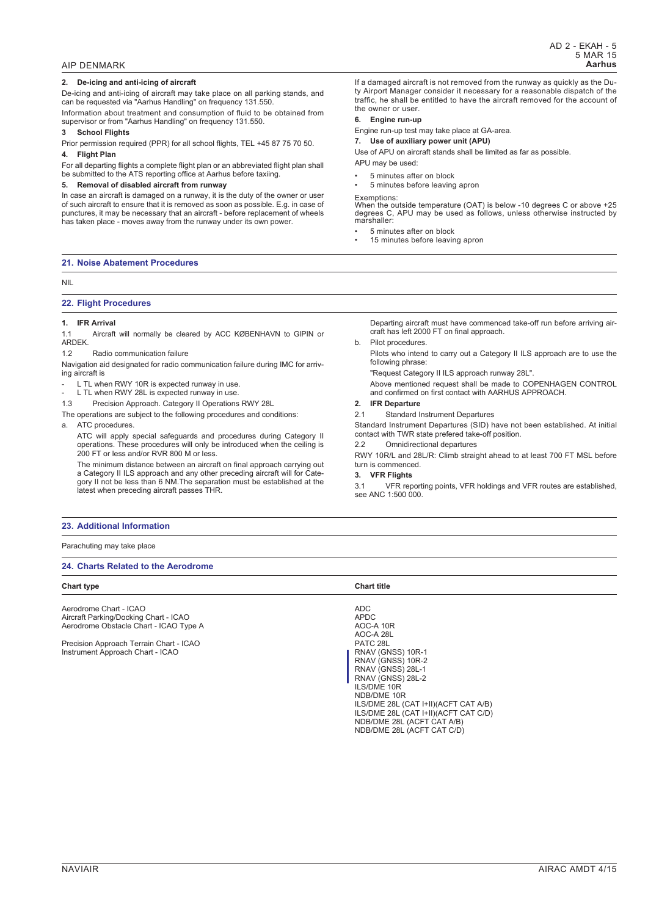**2. De-icing and anti-icing of aircraft**

De-icing and anti-icing of aircraft may take place on all parking stands, and can be requested via "Aarhus Handling" on frequency 131.550.

Information about treatment and consumption of fluid to be obtained from supervisor or from "Aarhus Handling" on frequency 131.550.

**3 School Flights**

Prior permission required (PPR) for all school flights, TEL +45 87 75 70 50.

**4. Flight Plan**

For all departing flights a complete flight plan or an abbreviated flight plan shall be submitted to the ATS reporting office at Aarhus before taxiing.

**5. Removal of disabled aircraft from runway**

In case an aircraft is damaged on a runway, it is the duty of the owner or user of such aircraft to ensure that it is removed as soon as possible. E.g. in case of punctures, it may be necessary that an aircraft - before replacement of wheels has taken place - moves away from the runway under its own power.

If a damaged aircraft is not removed from the runway as quickly as the Duty Airport Manager consider it necessary for a reasonable dispatch of the traffic, he shall be entitled to have the aircraft removed for the account of the owner or user.

**6. Engine run-up**

Engine run-up test may take place at GA-area.

**7. Use of auxiliary power unit (APU)**

Use of APU on aircraft stands shall be limited as far as possible.

APU may be used:

- 5 minutes after on block
- 5 minutes before leaving apron

Exemptions:
When the outside temperature (OAT) is below -10 degrees C or above +25 degrees C, APU may be used as follows, unless otherwise instructed by marshaller:

- 5 minutes after on block
- 15 minutes before leaving apron

## 21. Noise Abatement Procedures

NIL

## 22. Flight Procedures

**1. IFR Arrival**

1.1 Aircraft will normally be cleared by ACC KØBENHAVN to GIPIN or ARDEK.

1.2 Radio communication failure

Navigation aid designated for radio communication failure during IMC for arriving aircraft is

- L TL when RWY 10R is expected runway in use.
- L TL when RWY 28L is expected runway in use.

1.3 Precision Approach. Category II Operations RWY 28L

The operations are subject to the following procedures and conditions:

a. ATC procedures.

ATC will apply special safeguards and procedures during Category II operations. These procedures will only be introduced when the ceiling is 200 FT or less and/or RVR 800 M or less.

The minimum distance between an aircraft on final approach carrying out a Category II ILS approach and any other preceding aircraft will for Category II not be less than 6 NM.The separation must be established at the latest when preceding aircraft passes THR.

Departing aircraft must have commenced take-off run before arriving aircraft has left 2000 FT on final approach.

b. Pilot procedures.

Pilots who intend to carry out a Category II ILS approach are to use the following phrase:

"Request Category II ILS approach runway 28L".

Above mentioned request shall be made to COPENHAGEN CONTROL and confirmed on first contact with AARHUS APPROACH.

**2. IFR Departure**

2.1 Standard Instrument Departures

Standard Instrument Departures (SID) have not been established. At initial contact with TWR state prefered take-off position.

2.2 Omnidirectional departures

RWY 10R/L and 28L/R: Climb straight ahead to at least 700 FT MSL before turn is commenced.

**3. VFR Flights**

3.1 VFR reporting points, VFR holdings and VFR routes are established, see ANC 1:500 000.

## 23. Additional Information

Parachuting may take place

## 24. Charts Related to the Aerodrome

| Chart type | Chart title |
|---|---|
| Aerodrome Chart - ICAO | ADC |
| Aircraft Parking/Docking Chart - ICAO | APDC |
| Aerodrome Obstacle Chart - ICAO Type A | AOC-A 10R<br>AOC-A 28L |
| Precision Approach Terrain Chart - ICAO | PATC 28L |
| Instrument Approach Chart - ICAO | RNAV (GNSS) 10R-1<br>RNAV (GNSS) 10R-2<br>RNAV (GNSS) 28L-1<br>RNAV (GNSS) 28L-2<br>ILS/DME 10R<br>NDB/DME 10R<br>ILS/DME 28L (CAT I+II)(ACFT CAT A/B)<br>ILS/DME 28L (CAT I+II)(ACFT CAT C/D)<br>NDB/DME 28L (ACFT CAT A/B)<br>NDB/DME 28L (ACFT CAT C/D) |